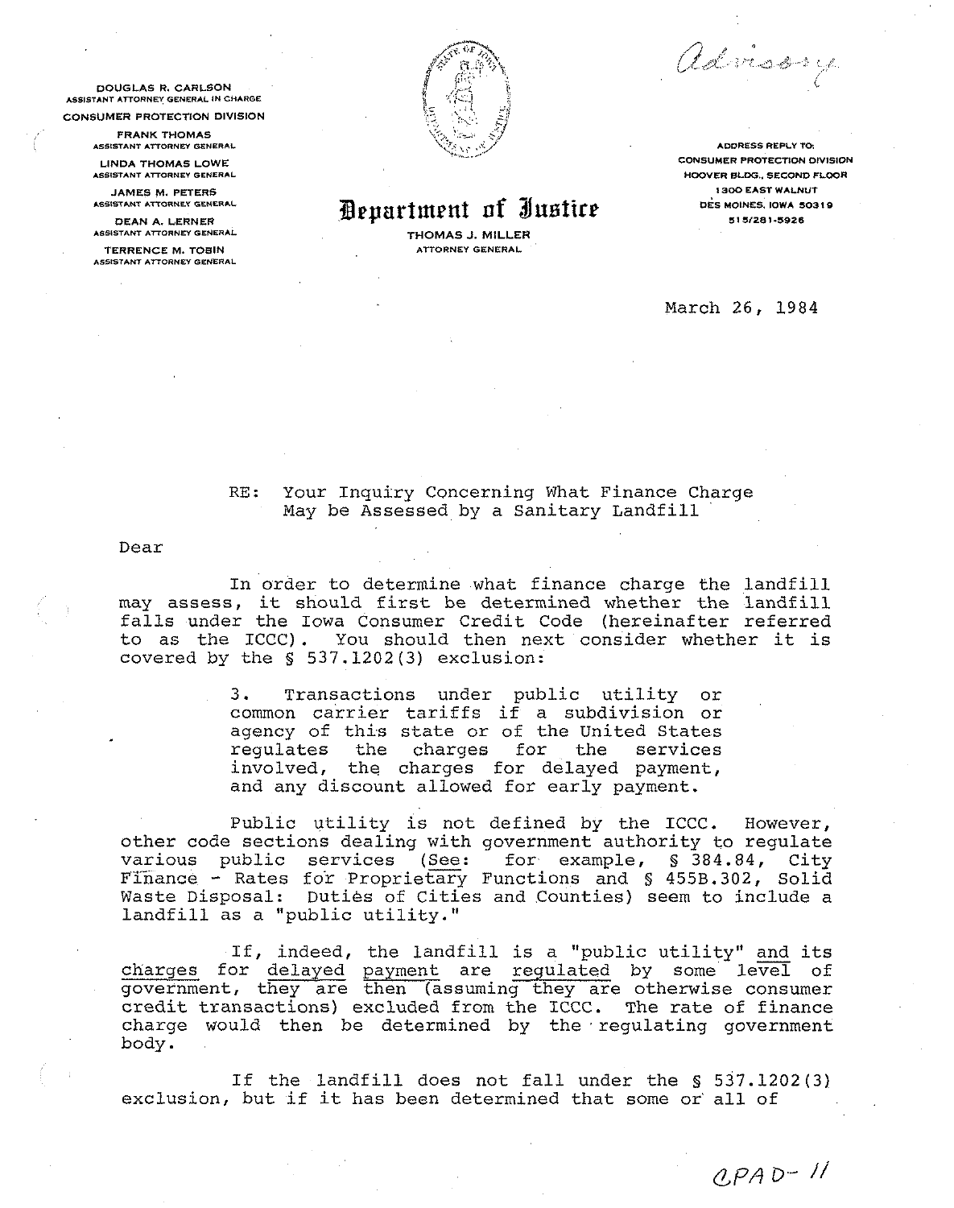DOUGLAS R. CARLSON
ASSISTANT ATTORNEY GENERAL IN CHARGE
CONSUMER PROTECTION DIVISION

FRANK THOMAS
ASSISTANT ATTORNEY GENERAL

LINDA THOMAS LOWE
ASSISTANT ATTORNEY GENERAL

JAMES M. PETERS
ASSISTANT ATTORNEY GENERAL

DEAN A. LERNER
ASSISTANT ATTORNEY GENERAL

TERRENCE M. TOBIN
ASSISTANT ATTORNEY GENERAL

# Department of Justice

THOMAS J. MILLER
ATTORNEY GENERAL

*Advisory*

ADDRESS REPLY TO:
CONSUMER PROTECTION DIVISION
HOOVER BLDG., SECOND FLOOR
1300 EAST WALNUT
DES MOINES, IOWA 50319
515/281-5926

March 26, 1984

RE: Your Inquiry Concerning What Finance Charge May be Assessed by a Sanitary Landfill

Dear

In order to determine what finance charge the landfill may assess, it should first be determined whether the landfill falls under the Iowa Consumer Credit Code (hereinafter referred to as the ICCC). You should then next consider whether it is covered by the § 537.1202(3) exclusion:

> 3. Transactions under public utility or common carrier tariffs if a subdivision or agency of this state or of the United States regulates the charges for the services involved, the charges for delayed payment, and any discount allowed for early payment.

Public utility is not defined by the ICCC. However, other code sections dealing with government authority to regulate various public services (<u>See</u>: for example, § 384.84, City Finance - Rates for Proprietary Functions and § 455B.302, Solid Waste Disposal: Duties of Cities and Counties) seem to include a landfill as a "public utility."

If, indeed, the landfill is a "public utility" <u>and</u> its <u>charges</u> for <u>delayed payment</u> are <u>regulated</u> by some <u>level</u> of government, they are then (assuming they are otherwise consumer credit transactions) excluded from the ICCC. The rate of finance charge would then be determined by the regulating government body.

If the landfill does not fall under the § 537.1202(3) exclusion, but if it has been determined that some or all of

CPAD-11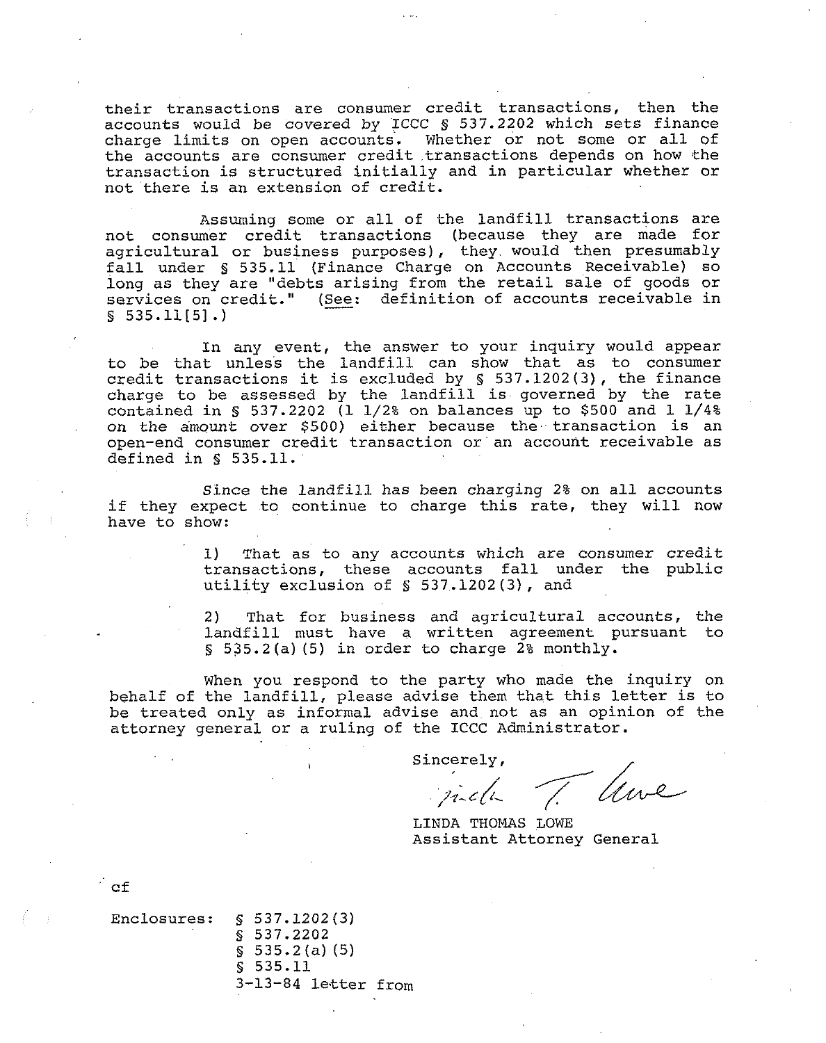their transactions are consumer credit transactions, then the accounts would be covered by ICCC § 537.2202 which sets finance charge limits on open accounts. Whether or not some or all of the accounts are consumer credit transactions depends on how the transaction is structured initially and in particular whether or not there is an extension of credit.

Assuming some or all of the landfill transactions are not consumer credit transactions (because they are made for agricultural or business purposes), they would then presumably fall under § 535.11 (Finance Charge on Accounts Receivable) so long as they are "debts arising from the retail sale of goods or services on credit." (See: definition of accounts receivable in § 535.11[5].)

In any event, the answer to your inquiry would appear to be that unless the landfill can show that as to consumer credit transactions it is excluded by § 537.1202(3), the finance charge to be assessed by the landfill is governed by the rate contained in § 537.2202 (1 1/2% on balances up to $500 and 1 1/4% on the amount over $500) either because the transaction is an open-end consumer credit transaction or an account receivable as defined in § 535.11.

Since the landfill has been charging 2% on all accounts if they expect to continue to charge this rate, they will now have to show:

> 1) That as to any accounts which are consumer credit transactions, these accounts fall under the public utility exclusion of § 537.1202(3), and
>
> 2) That for business and agricultural accounts, the landfill must have a written agreement pursuant to § 535.2(a)(5) in order to charge 2% monthly.

When you respond to the party who made the inquiry on behalf of the landfill, please advise them that this letter is to be treated only as informal advise and not as an opinion of the attorney general or a ruling of the ICCC Administrator.

Sincerely,

LINDA THOMAS LOWE
Assistant Attorney General

cf

Enclosures: § 537.1202(3)
§ 537.2202
§ 535.2(a)(5)
§ 535.11
3-13-84 letter from